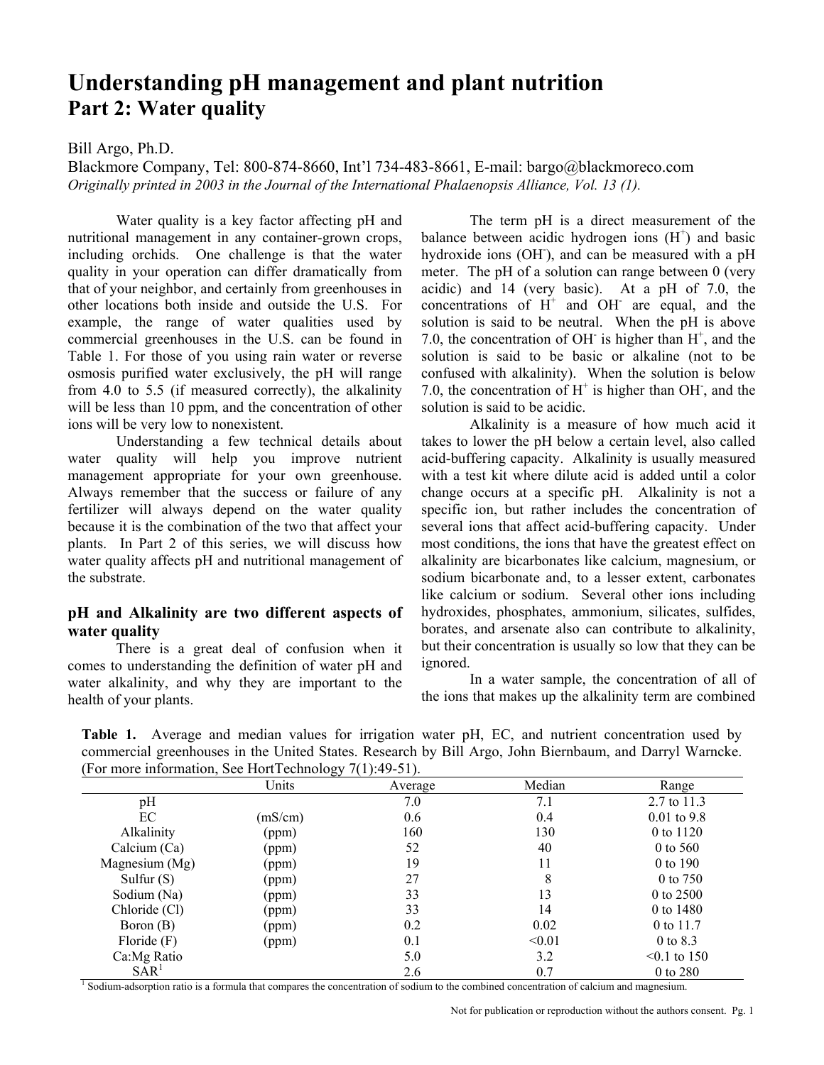# Understanding pH management and plant nutrition
## Part 2: Water quality

Bill Argo, Ph.D.

Blackmore Company, Tel: 800-874-8660, Int'l 734-483-8661, E-mail: bargo@blackmoreco.com

*Originally printed in 2003 in the Journal of the International Phalaenopsis Alliance, Vol. 13 (1).*

Water quality is a key factor affecting pH and nutritional management in any container-grown crops, including orchids. One challenge is that the water quality in your operation can differ dramatically from that of your neighbor, and certainly from greenhouses in other locations both inside and outside the U.S. For example, the range of water qualities used by commercial greenhouses in the U.S. can be found in Table 1. For those of you using rain water or reverse osmosis purified water exclusively, the pH will range from 4.0 to 5.5 (if measured correctly), the alkalinity will be less than 10 ppm, and the concentration of other ions will be very low to nonexistent.

Understanding a few technical details about water quality will help you improve nutrient management appropriate for your own greenhouse. Always remember that the success or failure of any fertilizer will always depend on the water quality because it is the combination of the two that affect your plants. In Part 2 of this series, we will discuss how water quality affects pH and nutritional management of the substrate.

### pH and Alkalinity are two different aspects of water quality

There is a great deal of confusion when it comes to understanding the definition of water pH and water alkalinity, and why they are important to the health of your plants.

The term pH is a direct measurement of the balance between acidic hydrogen ions ($H^+$) and basic hydroxide ions ($OH^-$), and can be measured with a pH meter. The pH of a solution can range between 0 (very acidic) and 14 (very basic). At a pH of 7.0, the concentrations of $H^+$ and $OH^-$ are equal, and the solution is said to be neutral. When the pH is above 7.0, the concentration of $OH^-$ is higher than $H^+$, and the solution is said to be basic or alkaline (not to be confused with alkalinity). When the solution is below 7.0, the concentration of $H^+$ is higher than $OH^-$, and the solution is said to be acidic.

Alkalinity is a measure of how much acid it takes to lower the pH below a certain level, also called acid-buffering capacity. Alkalinity is usually measured with a test kit where dilute acid is added until a color change occurs at a specific pH. Alkalinity is not a specific ion, but rather includes the concentration of several ions that affect acid-buffering capacity. Under most conditions, the ions that have the greatest effect on alkalinity are bicarbonates like calcium, magnesium, or sodium bicarbonate and, to a lesser extent, carbonates like calcium or sodium. Several other ions including hydroxides, phosphates, ammonium, silicates, sulfides, borates, and arsenate also can contribute to alkalinity, but their concentration is usually so low that they can be ignored.

In a water sample, the concentration of all of the ions that makes up the alkalinity term are combined

**Table 1.** Average and median values for irrigation water pH, EC, and nutrient concentration used by commercial greenhouses in the United States. Research by Bill Argo, John Biernbaum, and Darryl Warncke. (For more information, See HortTechnology 7(1):49-51).

| | Units | Average | Median | Range |
|---|---|---|---|---|
| pH | | 7.0 | 7.1 | 2.7 to 11.3 |
| EC | (mS/cm) | 0.6 | 0.4 | 0.01 to 9.8 |
| Alkalinity | (ppm) | 160 | 130 | 0 to 1120 |
| Calcium (Ca) | (ppm) | 52 | 40 | 0 to 560 |
| Magnesium (Mg) | (ppm) | 19 | 11 | 0 to 190 |
| Sulfur (S) | (ppm) | 27 | 8 | 0 to 750 |
| Sodium (Na) | (ppm) | 33 | 13 | 0 to 2500 |
| Chloride (Cl) | (ppm) | 33 | 14 | 0 to 1480 |
| Boron (B) | (ppm) | 0.2 | 0.02 | 0 to 11.7 |
| Floride (F) | (ppm) | 0.1 | <0.01 | 0 to 8.3 |
| Ca:Mg Ratio | | 5.0 | 3.2 | <0.1 to 150 |
| SAR[1] | | 2.6 | 0.7 | 0 to 280 |

[1] Sodium-adsorption ratio is a formula that compares the concentration of sodium to the combined concentration of calcium and magnesium.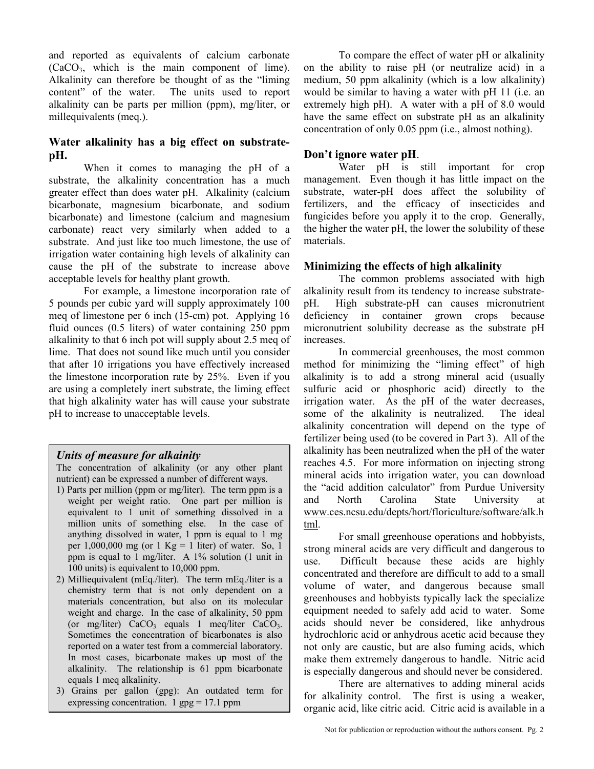and reported as equivalents of calcium carbonate ($CaCO_3$, which is the main component of lime). Alkalinity can therefore be thought of as the "liming content" of the water. The units used to report alkalinity can be parts per million (ppm), mg/liter, or millequivalents (meq.).

### Water alkalinity has a big effect on substrate-pH.

When it comes to managing the pH of a substrate, the alkalinity concentration has a much greater effect than does water pH. Alkalinity (calcium bicarbonate, magnesium bicarbonate, and sodium bicarbonate) and limestone (calcium and magnesium carbonate) react very similarly when added to a substrate. And just like too much limestone, the use of irrigation water containing high levels of alkalinity can cause the pH of the substrate to increase above acceptable levels for healthy plant growth.

For example, a limestone incorporation rate of 5 pounds per cubic yard will supply approximately 100 meq of limestone per 6 inch (15-cm) pot. Applying 16 fluid ounces (0.5 liters) of water containing 250 ppm alkalinity to that 6 inch pot will supply about 2.5 meq of lime. That does not sound like much until you consider that after 10 irrigations you have effectively increased the limestone incorporation rate by 25%. Even if you are using a completely inert substrate, the liming effect that high alkalinity water has will cause your substrate pH to increase to unacceptable levels.

> ***Units of measure for alkainity***
>
> The concentration of alkalinity (or any other plant nutrient) can be expressed a number of different ways.
>
> 1) Parts per million (ppm or mg/liter). The term ppm is a weight per weight ratio. One part per million is equivalent to 1 unit of something dissolved in a million units of something else. In the case of anything dissolved in water, 1 ppm is equal to 1 mg per 1,000,000 mg (or 1 Kg = 1 liter) of water. So, 1 ppm is equal to 1 mg/liter. A 1% solution (1 unit in 100 units) is equivalent to 10,000 ppm.
> 2) Milliequivalent (mEq./liter). The term mEq./liter is a chemistry term that is not only dependent on a materials concentration, but also on its molecular weight and charge. In the case of alkalinity, 50 ppm (or mg/liter) $CaCO_3$ equals 1 meq/liter $CaCO_3$. Sometimes the concentration of bicarbonates is also reported on a water test from a commercial laboratory. In most cases, bicarbonate makes up most of the alkalinity. The relationship is 61 ppm bicarbonate equals 1 meq alkalinity.
> 3) Grains per gallon (gpg): An outdated term for expressing concentration. 1 gpg = 17.1 ppm

To compare the effect of water pH or alkalinity on the ability to raise pH (or neutralize acid) in a medium, 50 ppm alkalinity (which is a low alkalinity) would be similar to having a water with pH 11 (i.e. an extremely high pH). A water with a pH of 8.0 would have the same effect on substrate pH as an alkalinity concentration of only 0.05 ppm (i.e., almost nothing).

### Don't ignore water pH.

Water pH is still important for crop management. Even though it has little impact on the substrate, water-pH does affect the solubility of fertilizers, and the efficacy of insecticides and fungicides before you apply it to the crop. Generally, the higher the water pH, the lower the solubility of these materials.

### Minimizing the effects of high alkalinity

The common problems associated with high alkalinity result from its tendency to increase substrate-pH. High substrate-pH can causes micronutrient deficiency in container grown crops because micronutrient solubility decrease as the substrate pH increases.

In commercial greenhouses, the most common method for minimizing the "liming effect" of high alkalinity is to add a strong mineral acid (usually sulfuric acid or phosphoric acid) directly to the irrigation water. As the pH of the water decreases, some of the alkalinity is neutralized. The ideal alkalinity concentration will depend on the type of fertilizer being used (to be covered in Part 3). All of the alkalinity has been neutralized when the pH of the water reaches 4.5. For more information on injecting strong mineral acids into irrigation water, you can download the "acid addition calculator" from Purdue University and North Carolina State University at www.ces.ncsu.edu/depts/hort/floriculture/software/alk.html.

For small greenhouse operations and hobbyists, strong mineral acids are very difficult and dangerous to use. Difficult because these acids are highly concentrated and therefore are difficult to add to a small volume of water, and dangerous because small greenhouses and hobbyists typically lack the specialize equipment needed to safely add acid to water. Some acids should never be considered, like anhydrous hydrochloric acid or anhydrous acetic acid because they not only are caustic, but are also fuming acids, which make them extremely dangerous to handle. Nitric acid is especially dangerous and should never be considered.

There are alternatives to adding mineral acids for alkalinity control. The first is using a weaker, organic acid, like citric acid. Citric acid is available in a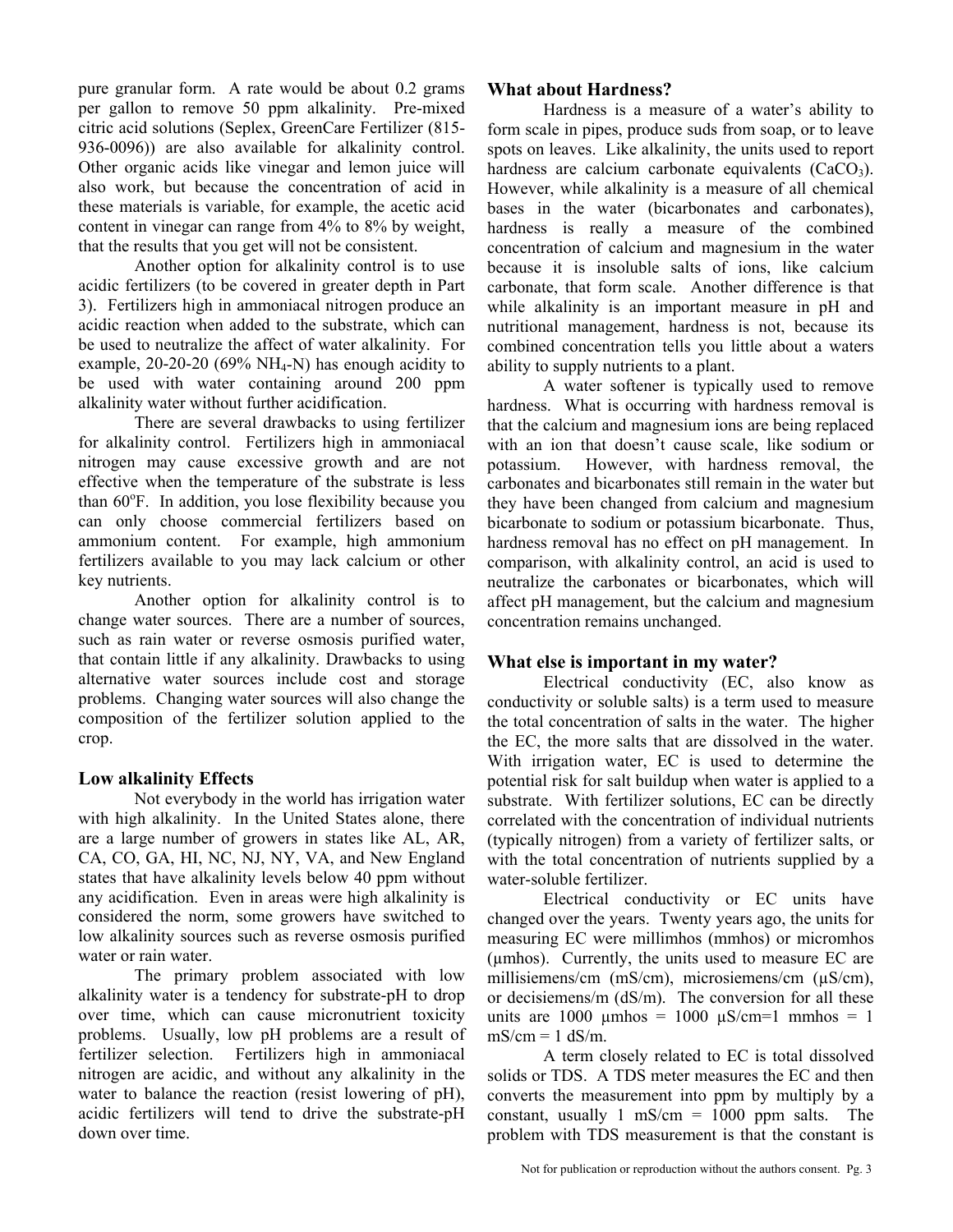pure granular form. A rate would be about 0.2 grams per gallon to remove 50 ppm alkalinity. Pre-mixed citric acid solutions (Seplex, GreenCare Fertilizer (815-936-0096)) are also available for alkalinity control. Other organic acids like vinegar and lemon juice will also work, but because the concentration of acid in these materials is variable, for example, the acetic acid content in vinegar can range from 4% to 8% by weight, that the results that you get will not be consistent.

Another option for alkalinity control is to use acidic fertilizers (to be covered in greater depth in Part 3). Fertilizers high in ammoniacal nitrogen produce an acidic reaction when added to the substrate, which can be used to neutralize the affect of water alkalinity. For example, 20-20-20 (69% $NH_4$-N) has enough acidity to be used with water containing around 200 ppm alkalinity water without further acidification.

There are several drawbacks to using fertilizer for alkalinity control. Fertilizers high in ammoniacal nitrogen may cause excessive growth and are not effective when the temperature of the substrate is less than 60°F. In addition, you lose flexibility because you can only choose commercial fertilizers based on ammonium content. For example, high ammonium fertilizers available to you may lack calcium or other key nutrients.

Another option for alkalinity control is to change water sources. There are a number of sources, such as rain water or reverse osmosis purified water, that contain little if any alkalinity. Drawbacks to using alternative water sources include cost and storage problems. Changing water sources will also change the composition of the fertilizer solution applied to the crop.

## Low alkalinity Effects

Not everybody in the world has irrigation water with high alkalinity. In the United States alone, there are a large number of growers in states like AL, AR, CA, CO, GA, HI, NC, NJ, NY, VA, and New England states that have alkalinity levels below 40 ppm without any acidification. Even in areas were high alkalinity is considered the norm, some growers have switched to low alkalinity sources such as reverse osmosis purified water or rain water.

The primary problem associated with low alkalinity water is a tendency for substrate-pH to drop over time, which can cause micronutrient toxicity problems. Usually, low pH problems are a result of fertilizer selection. Fertilizers high in ammoniacal nitrogen are acidic, and without any alkalinity in the water to balance the reaction (resist lowering of pH), acidic fertilizers will tend to drive the substrate-pH down over time.

## What about Hardness?

Hardness is a measure of a water's ability to form scale in pipes, produce suds from soap, or to leave spots on leaves. Like alkalinity, the units used to report hardness are calcium carbonate equivalents ($CaCO_3$). However, while alkalinity is a measure of all chemical bases in the water (bicarbonates and carbonates), hardness is really a measure of the combined concentration of calcium and magnesium in the water because it is insoluble salts of ions, like calcium carbonate, that form scale. Another difference is that while alkalinity is an important measure in pH and nutritional management, hardness is not, because its combined concentration tells you little about a waters ability to supply nutrients to a plant.

A water softener is typically used to remove hardness. What is occurring with hardness removal is that the calcium and magnesium ions are being replaced with an ion that doesn't cause scale, like sodium or potassium. However, with hardness removal, the carbonates and bicarbonates still remain in the water but they have been changed from calcium and magnesium bicarbonate to sodium or potassium bicarbonate. Thus, hardness removal has no effect on pH management. In comparison, with alkalinity control, an acid is used to neutralize the carbonates or bicarbonates, which will affect pH management, but the calcium and magnesium concentration remains unchanged.

## What else is important in my water?

Electrical conductivity (EC, also know as conductivity or soluble salts) is a term used to measure the total concentration of salts in the water. The higher the EC, the more salts that are dissolved in the water. With irrigation water, EC is used to determine the potential risk for salt buildup when water is applied to a substrate. With fertilizer solutions, EC can be directly correlated with the concentration of individual nutrients (typically nitrogen) from a variety of fertilizer salts, or with the total concentration of nutrients supplied by a water-soluble fertilizer.

Electrical conductivity or EC units have changed over the years. Twenty years ago, the units for measuring EC were millimhos (mmhos) or micromhos (µmhos). Currently, the units used to measure EC are millisiemens/cm (mS/cm), microsiemens/cm (µS/cm), or decisiemens/m (dS/m). The conversion for all these units are 1000 µmhos = 1000 µS/cm=1 mmhos = 1 mS/cm = 1 dS/m.

A term closely related to EC is total dissolved solids or TDS. A TDS meter measures the EC and then converts the measurement into ppm by multiply by a constant, usually 1 mS/cm = 1000 ppm salts. The problem with TDS measurement is that the constant is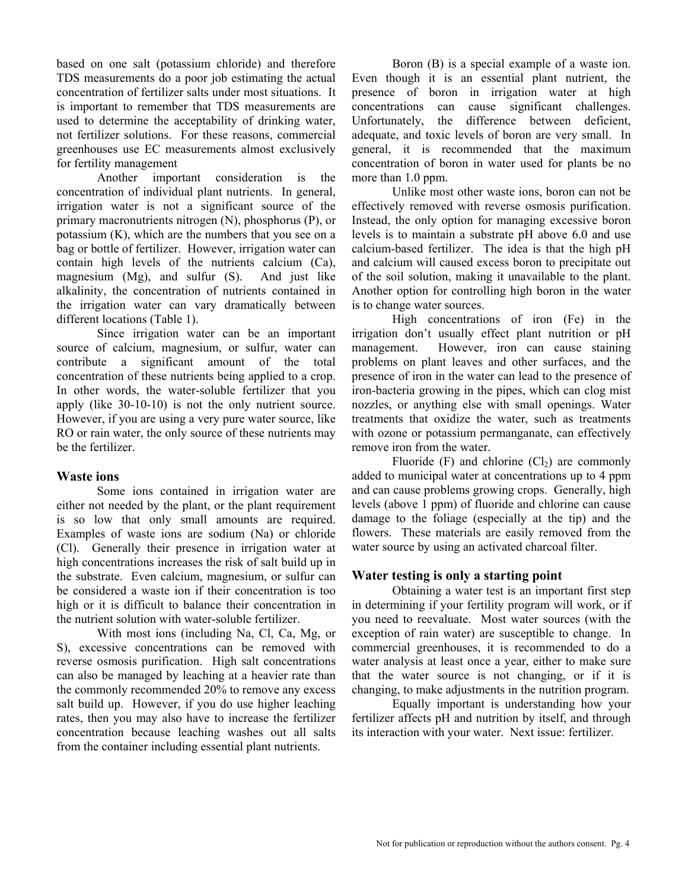based on one salt (potassium chloride) and therefore TDS measurements do a poor job estimating the actual concentration of fertilizer salts under most situations. It is important to remember that TDS measurements are used to determine the acceptability of drinking water, not fertilizer solutions. For these reasons, commercial greenhouses use EC measurements almost exclusively for fertility management

Another important consideration is the concentration of individual plant nutrients. In general, irrigation water is not a significant source of the primary macronutrients nitrogen (N), phosphorus (P), or potassium (K), which are the nutrients that you see on a bag or bottle of fertilizer. However, irrigation water can contain high levels of the nutrients calcium (Ca), magnesium (Mg), and sulfur (S). And just like alkalinity, the concentration of nutrients contained in the irrigation water can vary dramatically between different locations (Table 1).

Since irrigation water can be an important source of calcium, magnesium, or sulfur, water can contribute a significant amount of the total concentration of these nutrients being applied to a crop. In other words, the water-soluble fertilizer that you apply (like 30-10-10) is not the only nutrient source. However, if you are using a very pure water source, like RO or rain water, the only source of these nutrients may be the fertilizer.

## Waste ions

Some ions contained in irrigation water are either not needed by the plant, or the plant requirement is so low that only small amounts are required. Examples of waste ions are sodium (Na) or chloride (Cl). Generally their presence in irrigation water at high concentrations increases the risk of salt build up in the substrate. Even calcium, magnesium, or sulfur can be considered a waste ion if their concentration is too high or it is difficult to balance their concentration in the nutrient solution with water-soluble fertilizer.

With most ions (including Na, Cl, Ca, Mg, or S), excessive concentrations can be removed with reverse osmosis purification. High salt concentrations can also be managed by leaching at a heavier rate than the commonly recommended 20% to remove any excess salt build up. However, if you do use higher leaching rates, then you may also have to increase the fertilizer concentration because leaching washes out all salts from the container including essential plant nutrients.

Boron (B) is a special example of a waste ion. Even though it is an essential plant nutrient, the presence of boron in irrigation water at high concentrations can cause significant challenges. Unfortunately, the difference between deficient, adequate, and toxic levels of boron are very small. In general, it is recommended that the maximum concentration of boron in water used for plants be no more than 1.0 ppm.

Unlike most other waste ions, boron can not be effectively removed with reverse osmosis purification. Instead, the only option for managing excessive boron levels is to maintain a substrate pH above 6.0 and use calcium-based fertilizer. The idea is that the high pH and calcium will caused excess boron to precipitate out of the soil solution, making it unavailable to the plant. Another option for controlling high boron in the water is to change water sources.

High concentrations of iron (Fe) in the irrigation don't usually effect plant nutrition or pH management. However, iron can cause staining problems on plant leaves and other surfaces, and the presence of iron in the water can lead to the presence of iron-bacteria growing in the pipes, which can clog mist nozzles, or anything else with small openings. Water treatments that oxidize the water, such as treatments with ozone or potassium permanganate, can effectively remove iron from the water.

Fluoride (F) and chlorine ($Cl_2$) are commonly added to municipal water at concentrations up to 4 ppm and can cause problems growing crops. Generally, high levels (above 1 ppm) of fluoride and chlorine can cause damage to the foliage (especially at the tip) and the flowers. These materials are easily removed from the water source by using an activated charcoal filter.

## Water testing is only a starting point

Obtaining a water test is an important first step in determining if your fertility program will work, or if you need to reevaluate. Most water sources (with the exception of rain water) are susceptible to change. In commercial greenhouses, it is recommended to do a water analysis at least once a year, either to make sure that the water source is not changing, or if it is changing, to make adjustments in the nutrition program.

Equally important is understanding how your fertilizer affects pH and nutrition by itself, and through its interaction with your water. Next issue: fertilizer.

Not for publication or reproduction without the authors consent.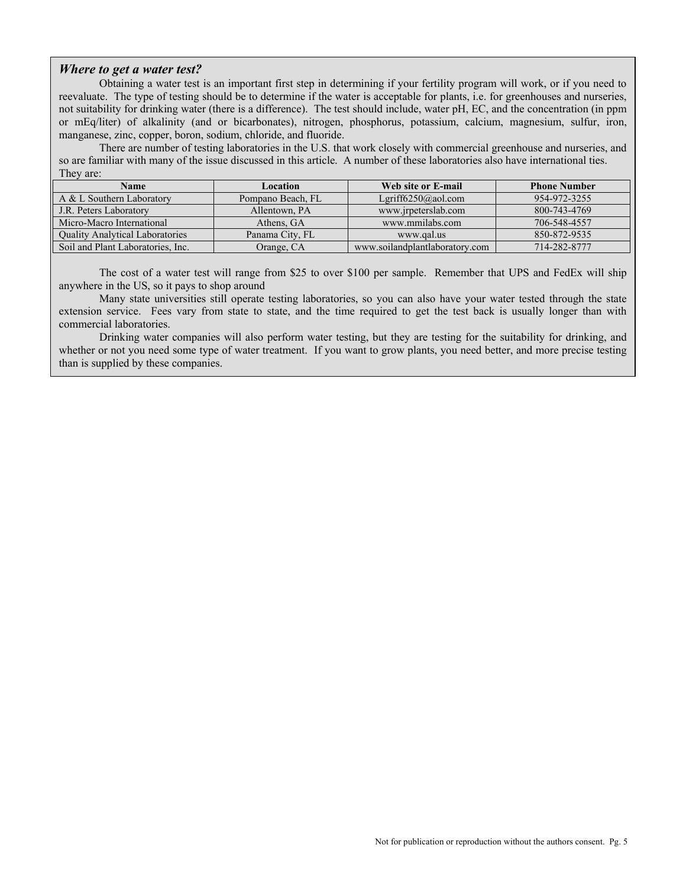### *Where to get a water test?*

Obtaining a water test is an important first step in determining if your fertility program will work, or if you need to reevaluate. The type of testing should be to determine if the water is acceptable for plants, i.e. for greenhouses and nurseries, not suitability for drinking water (there is a difference). The test should include, water pH, EC, and the concentration (in ppm or mEq/liter) of alkalinity (and or bicarbonates), nitrogen, phosphorus, potassium, calcium, magnesium, sulfur, iron, manganese, zinc, copper, boron, sodium, chloride, and fluoride.

There are number of testing laboratories in the U.S. that work closely with commercial greenhouse and nurseries, and so are familiar with many of the issue discussed in this article. A number of these laboratories also have international ties. They are:

| Name | Location | Web site or E-mail | Phone Number |
|---|---|---|---|
| A & L Southern Laboratory | Pompano Beach, FL | Lgriff6250@aol.com | 954-972-3255 |
| J.R. Peters Laboratory | Allentown, PA | www.jrpeterslab.com | 800-743-4769 |
| Micro-Macro International | Athens, GA | www.mmilabs.com | 706-548-4557 |
| Quality Analytical Laboratories | Panama City, FL | www.qal.us | 850-872-9535 |
| Soil and Plant Laboratories, Inc. | Orange, CA | www.soilandplantlaboratory.com | 714-282-8777 |

The cost of a water test will range from $25 to over $100 per sample. Remember that UPS and FedEx will ship anywhere in the US, so it pays to shop around

Many state universities still operate testing laboratories, so you can also have your water tested through the state extension service. Fees vary from state to state, and the time required to get the test back is usually longer than with commercial laboratories.

Drinking water companies will also perform water testing, but they are testing for the suitability for drinking, and whether or not you need some type of water treatment. If you want to grow plants, you need better, and more precise testing than is supplied by these companies.

Not for publication or reproduction without the authors consent.